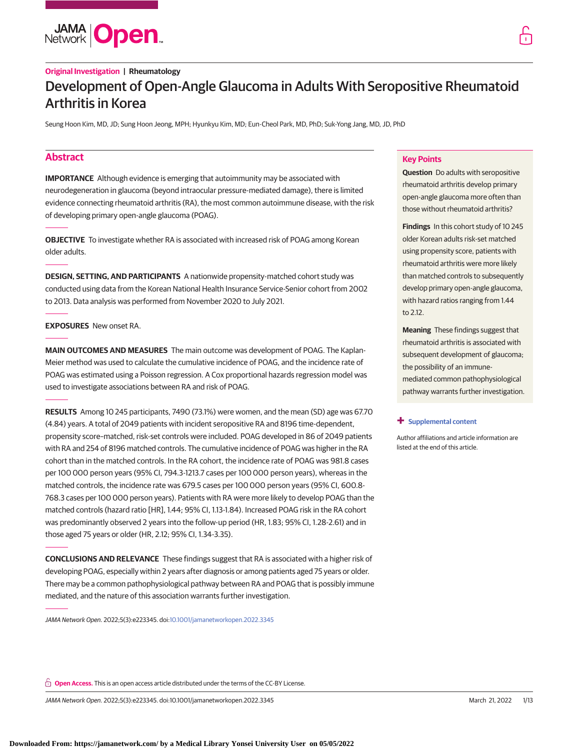Original Investigation | Rheumatology

# Development of Open-Angle Glaucoma in Adults With Seropositive Rheumatoid Arthritis in Korea

Seung Hoon Kim, MD, JD; Sung Hoon Jeong, MPH; Hyunkyu Kim, MD; Eun-Cheol Park, MD, PhD; Suk-Yong Jang, MD, JD, PhD

## Abstract

**IMPORTANCE** Although evidence is emerging that autoimmunity may be associated with neurodegeneration in glaucoma (beyond intraocular pressure-mediated damage), there is limited evidence connecting rheumatoid arthritis (RA), the most common autoimmune disease, with the risk of developing primary open-angle glaucoma (POAG).

**OBJECTIVE** To investigate whether RA is associated with increased risk of POAG among Korean older adults.

**DESIGN, SETTING, AND PARTICIPANTS** A nationwide propensity-matched cohort study was conducted using data from the Korean National Health Insurance Service-Senior cohort from 2002 to 2013. Data analysis was performed from November 2020 to July 2021.

**EXPOSURES** New onset RA.

**MAIN OUTCOMES AND MEASURES** The main outcome was development of POAG. The Kaplan-Meier method was used to calculate the cumulative incidence of POAG, and the incidence rate of POAG was estimated using a Poisson regression. A Cox proportional hazards regression model was used to investigate associations between RA and risk of POAG.

**RESULTS** Among 10 245 participants, 7490 (73.1%) were women, and the mean (SD) age was 67.70 (4.84) years. A total of 2049 patients with incident seropositive RA and 8196 time-dependent, propensity score–matched, risk-set controls were included. POAG developed in 86 of 2049 patients with RA and 254 of 8196 matched controls. The cumulative incidence of POAG was higher in the RA cohort than in the matched controls. In the RA cohort, the incidence rate of POAG was 981.8 cases per 100 000 person years (95% CI, 794.3-1213.7 cases per 100 000 person years), whereas in the matched controls, the incidence rate was 679.5 cases per 100 000 person years (95% CI, 600.8-768.3 cases per 100 000 person years). Patients with RA were more likely to develop POAG than the matched controls (hazard ratio [HR], 1.44; 95% CI, 1.13-1.84). Increased POAG risk in the RA cohort was predominantly observed 2 years into the follow-up period (HR, 1.83; 95% CI, 1.28-2.61) and in those aged 75 years or older (HR, 2.12; 95% CI, 1.34-3.35).

**CONCLUSIONS AND RELEVANCE** These findings suggest that RA is associated with a higher risk of developing POAG, especially within 2 years after diagnosis or among patients aged 75 years or older. There may be a common pathophysiological pathway between RA and POAG that is possibly immune mediated, and the nature of this association warrants further investigation.

*JAMA Network Open.* 2022;5(3):e223345. doi:10.1001/jamanetworkopen.2022.3345

## Key Points

**Question** Do adults with seropositive rheumatoid arthritis develop primary open-angle glaucoma more often than those without rheumatoid arthritis?

**Findings** In this cohort study of 10 245 older Korean adults risk-set matched using propensity score, patients with rheumatoid arthritis were more likely than matched controls to subsequently develop primary open-angle glaucoma, with hazard ratios ranging from 1.44 to 2.12.

**Meaning** These findings suggest that rheumatoid arthritis is associated with subsequent development of glaucoma; the possibility of an immune-mediated common pathophysiological pathway warrants further investigation.

**+ Supplemental content**

Author affiliations and article information are listed at the end of this article.

**Open Access.** This is an open access article distributed under the terms of the CC-BY License.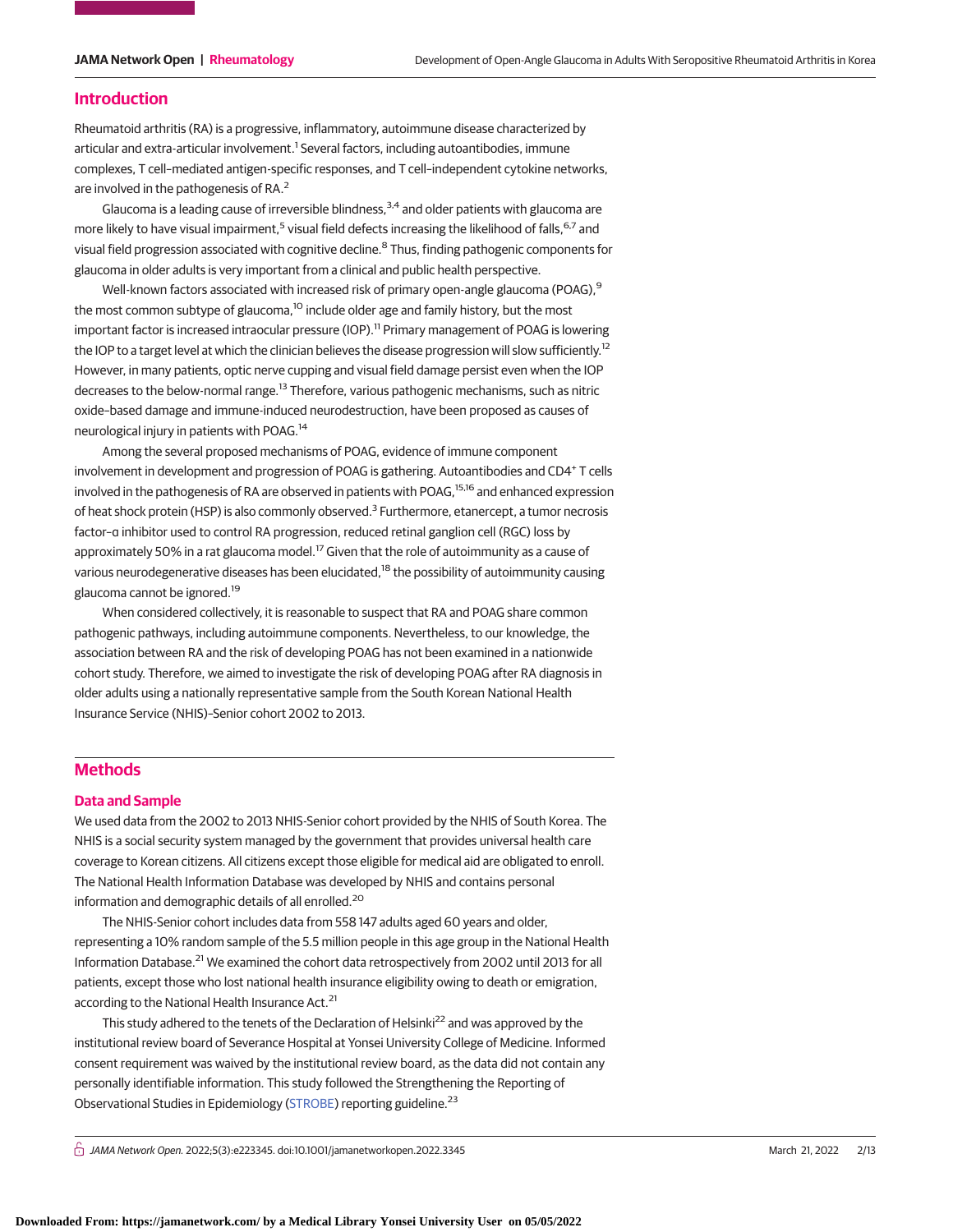## Introduction

Rheumatoid arthritis (RA) is a progressive, inflammatory, autoimmune disease characterized by articular and extra-articular involvement.[1] Several factors, including autoantibodies, immune complexes, T cell–mediated antigen-specific responses, and T cell–independent cytokine networks, are involved in the pathogenesis of RA.[2]

Glaucoma is a leading cause of irreversible blindness,[3,4] and older patients with glaucoma are more likely to have visual impairment,[5] visual field defects increasing the likelihood of falls,[6,7] and visual field progression associated with cognitive decline.[8] Thus, finding pathogenic components for glaucoma in older adults is very important from a clinical and public health perspective.

Well-known factors associated with increased risk of primary open-angle glaucoma (POAG),[9] the most common subtype of glaucoma,[10] include older age and family history, but the most important factor is increased intraocular pressure (IOP).[11] Primary management of POAG is lowering the IOP to a target level at which the clinician believes the disease progression will slow sufficiently.[12] However, in many patients, optic nerve cupping and visual field damage persist even when the IOP decreases to the below-normal range.[13] Therefore, various pathogenic mechanisms, such as nitric oxide–based damage and immune-induced neurodestruction, have been proposed as causes of neurological injury in patients with POAG.[14]

Among the several proposed mechanisms of POAG, evidence of immune component involvement in development and progression of POAG is gathering. Autoantibodies and CD4$^+$ T cells involved in the pathogenesis of RA are observed in patients with POAG,[15,16] and enhanced expression of heat shock protein (HSP) is also commonly observed.[3] Furthermore, etanercept, a tumor necrosis factor–α inhibitor used to control RA progression, reduced retinal ganglion cell (RGC) loss by approximately 50% in a rat glaucoma model.[17] Given that the role of autoimmunity as a cause of various neurodegenerative diseases has been elucidated,[18] the possibility of autoimmunity causing glaucoma cannot be ignored.[19]

When considered collectively, it is reasonable to suspect that RA and POAG share common pathogenic pathways, including autoimmune components. Nevertheless, to our knowledge, the association between RA and the risk of developing POAG has not been examined in a nationwide cohort study. Therefore, we aimed to investigate the risk of developing POAG after RA diagnosis in older adults using a nationally representative sample from the South Korean National Health Insurance Service (NHIS)–Senior cohort 2002 to 2013.

## Methods

### Data and Sample

We used data from the 2002 to 2013 NHIS-Senior cohort provided by the NHIS of South Korea. The NHIS is a social security system managed by the government that provides universal health care coverage to Korean citizens. All citizens except those eligible for medical aid are obligated to enroll. The National Health Information Database was developed by NHIS and contains personal information and demographic details of all enrolled.[20]

The NHIS-Senior cohort includes data from 558 147 adults aged 60 years and older, representing a 10% random sample of the 5.5 million people in this age group in the National Health Information Database.[21] We examined the cohort data retrospectively from 2002 until 2013 for all patients, except those who lost national health insurance eligibility owing to death or emigration, according to the National Health Insurance Act.[21]

This study adhered to the tenets of the Declaration of Helsinki[22] and was approved by the institutional review board of Severance Hospital at Yonsei University College of Medicine. Informed consent requirement was waived by the institutional review board, as the data did not contain any personally identifiable information. This study followed the Strengthening the Reporting of Observational Studies in Epidemiology (STROBE) reporting guideline.[23]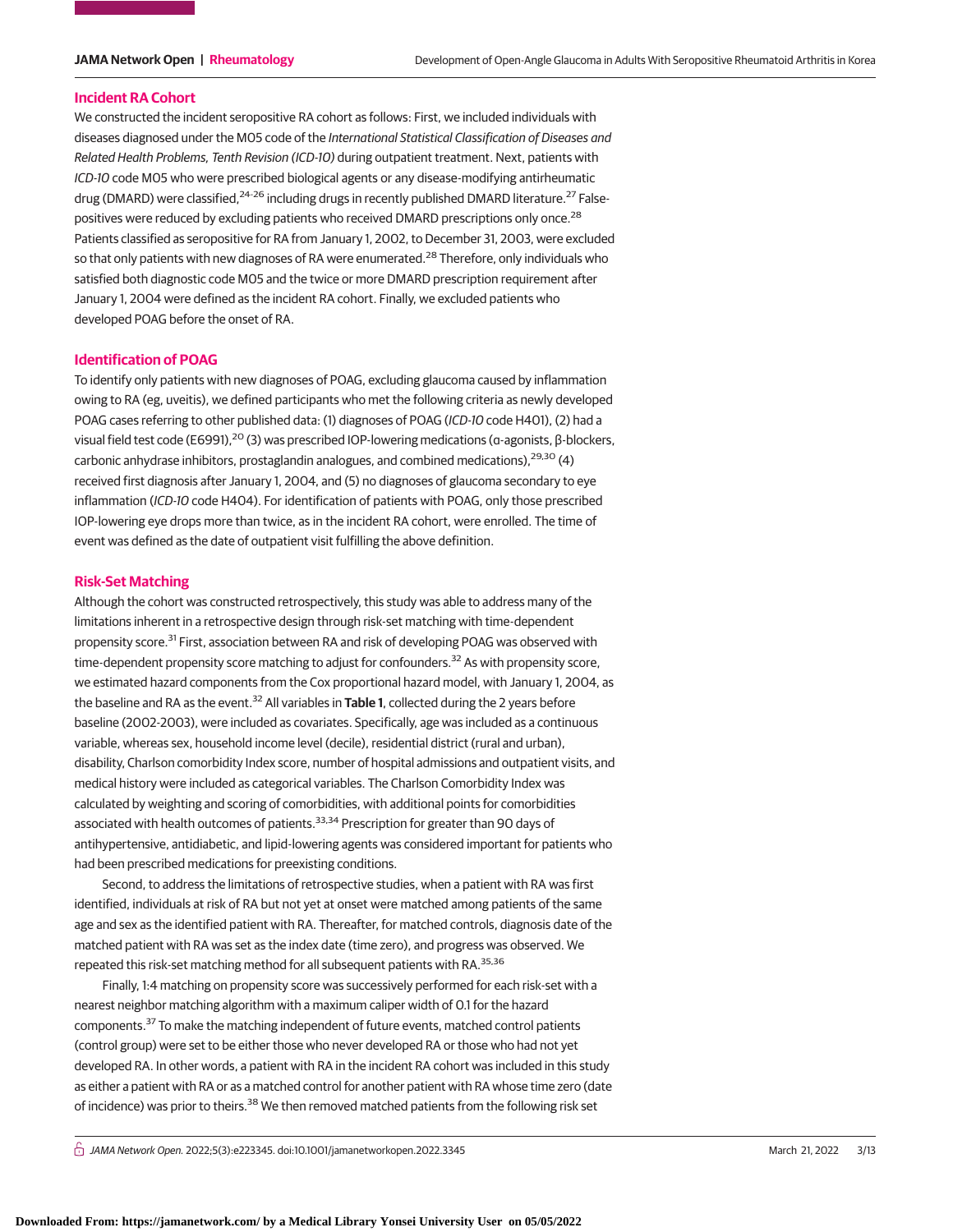### Incident RA Cohort

We constructed the incident seropositive RA cohort as follows: First, we included individuals with diseases diagnosed under the M05 code of the *International Statistical Classification of Diseases and Related Health Problems, Tenth Revision (ICD-10)* during outpatient treatment. Next, patients with *ICD-10* code M05 who were prescribed biological agents or any disease-modifying antirheumatic drug (DMARD) were classified,[24-26] including drugs in recently published DMARD literature.[27] False-positives were reduced by excluding patients who received DMARD prescriptions only once.[28] Patients classified as seropositive for RA from January 1, 2002, to December 31, 2003, were excluded so that only patients with new diagnoses of RA were enumerated.[28] Therefore, only individuals who satisfied both diagnostic code M05 and the twice or more DMARD prescription requirement after January 1, 2004 were defined as the incident RA cohort. Finally, we excluded patients who developed POAG before the onset of RA.

### Identification of POAG

To identify only patients with new diagnoses of POAG, excluding glaucoma caused by inflammation owing to RA (eg, uveitis), we defined participants who met the following criteria as newly developed POAG cases referring to other published data: (1) diagnoses of POAG (*ICD-10* code H401), (2) had a visual field test code (E6991),[20] (3) was prescribed IOP-lowering medications (α-agonists, β-blockers, carbonic anhydrase inhibitors, prostaglandin analogues, and combined medications),[29,30] (4) received first diagnosis after January 1, 2004, and (5) no diagnoses of glaucoma secondary to eye inflammation (*ICD-10* code H404). For identification of patients with POAG, only those prescribed IOP-lowering eye drops more than twice, as in the incident RA cohort, were enrolled. The time of event was defined as the date of outpatient visit fulfilling the above definition.

### Risk-Set Matching

Although the cohort was constructed retrospectively, this study was able to address many of the limitations inherent in a retrospective design through risk-set matching with time-dependent propensity score.[31] First, association between RA and risk of developing POAG was observed with time-dependent propensity score matching to adjust for confounders.[32] As with propensity score, we estimated hazard components from the Cox proportional hazard model, with January 1, 2004, as the baseline and RA as the event.[32] All variables in **Table 1**, collected during the 2 years before baseline (2002-2003), were included as covariates. Specifically, age was included as a continuous variable, whereas sex, household income level (decile), residential district (rural and urban), disability, Charlson comorbidity Index score, number of hospital admissions and outpatient visits, and medical history were included as categorical variables. The Charlson Comorbidity Index was calculated by weighting and scoring of comorbidities, with additional points for comorbidities associated with health outcomes of patients.[33,34] Prescription for greater than 90 days of antihypertensive, antidiabetic, and lipid-lowering agents was considered important for patients who had been prescribed medications for preexisting conditions.

Second, to address the limitations of retrospective studies, when a patient with RA was first identified, individuals at risk of RA but not yet at onset were matched among patients of the same age and sex as the identified patient with RA. Thereafter, for matched controls, diagnosis date of the matched patient with RA was set as the index date (time zero), and progress was observed. We repeated this risk-set matching method for all subsequent patients with RA.[35,36]

Finally, 1:4 matching on propensity score was successively performed for each risk-set with a nearest neighbor matching algorithm with a maximum caliper width of 0.1 for the hazard components.[37] To make the matching independent of future events, matched control patients (control group) were set to be either those who never developed RA or those who had not yet developed RA. In other words, a patient with RA in the incident RA cohort was included in this study as either a patient with RA or as a matched control for another patient with RA whose time zero (date of incidence) was prior to theirs.[38] We then removed matched patients from the following risk set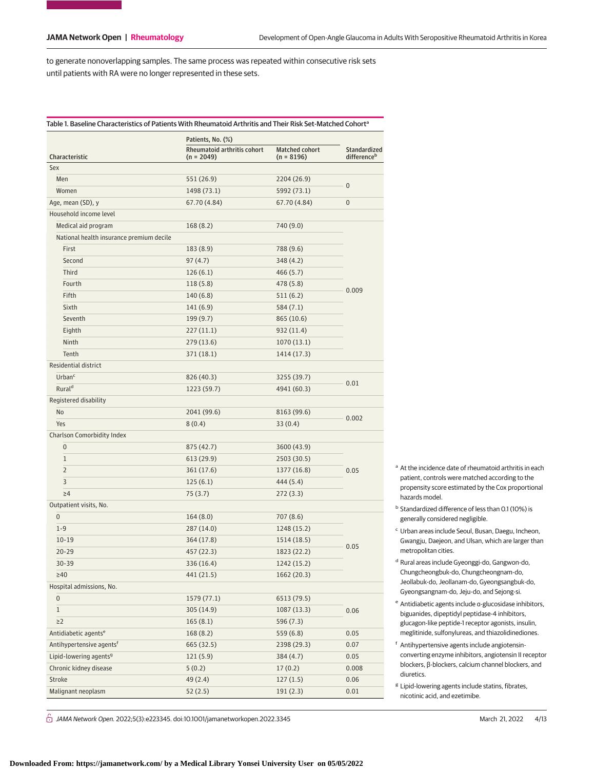to generate nonoverlapping samples. The same process was repeated within consecutive risk sets until patients with RA were no longer represented in these sets.

Table 1. Baseline Characteristics of Patients With Rheumatoid Arthritis and Their Risk Set-Matched Cohort[a]

| Characteristic | Patients, No. (%) | | Standardized difference[b] |
|---|---|---|---|
| | Rheumatoid arthritis cohort (n = 2049) | Matched cohort (n = 8196) | |
| Sex | | | |
| Men | 551 (26.9) | 2204 (26.9) | 0 |
| Women | 1498 (73.1) | 5992 (73.1) | |
| Age, mean (SD), y | 67.70 (4.84) | 67.70 (4.84) | 0 |
| Household income level | | | |
| Medical aid program | 168 (8.2) | 740 (9.0) | 0.009 |
| National health insurance premium decile | | | |
| First | 183 (8.9) | 788 (9.6) | |
| Second | 97 (4.7) | 348 (4.2) | |
| Third | 126 (6.1) | 466 (5.7) | |
| Fourth | 118 (5.8) | 478 (5.8) | |
| Fifth | 140 (6.8) | 511 (6.2) | |
| Sixth | 141 (6.9) | 584 (7.1) | |
| Seventh | 199 (9.7) | 865 (10.6) | |
| Eighth | 227 (11.1) | 932 (11.4) | |
| Ninth | 279 (13.6) | 1070 (13.1) | |
| Tenth | 371 (18.1) | 1414 (17.3) | |
| Residential district | | | |
| Urban[c] | 826 (40.3) | 3255 (39.7) | 0.01 |
| Rural[d] | 1223 (59.7) | 4941 (60.3) | |
| Registered disability | | | |
| No | 2041 (99.6) | 8163 (99.6) | 0.002 |
| Yes | 8 (0.4) | 33 (0.4) | |
| Charlson Comorbidity Index | | | |
| 0 | 875 (42.7) | 3600 (43.9) | 0.05 |
| 1 | 613 (29.9) | 2503 (30.5) | |
| 2 | 361 (17.6) | 1377 (16.8) | |
| 3 | 125 (6.1) | 444 (5.4) | |
| ≥4 | 75 (3.7) | 272 (3.3) | |
| Outpatient visits, No. | | | |
| 0 | 164 (8.0) | 707 (8.6) | 0.05 |
| 1-9 | 287 (14.0) | 1248 (15.2) | |
| 10-19 | 364 (17.8) | 1514 (18.5) | |
| 20-29 | 457 (22.3) | 1823 (22.2) | |
| 30-39 | 336 (16.4) | 1242 (15.2) | |
| ≥40 | 441 (21.5) | 1662 (20.3) | |
| Hospital admissions, No. | | | |
| 0 | 1579 (77.1) | 6513 (79.5) | 0.06 |
| 1 | 305 (14.9) | 1087 (13.3) | |
| ≥2 | 165 (8.1) | 596 (7.3) | |
| Antidiabetic agents[e] | 168 (8.2) | 559 (6.8) | 0.05 |
| Antihypertensive agents[f] | 665 (32.5) | 2398 (29.3) | 0.07 |
| Lipid-lowering agents[g] | 121 (5.9) | 384 (4.7) | 0.05 |
| Chronic kidney disease | 5 (0.2) | 17 (0.2) | 0.008 |
| Stroke | 49 (2.4) | 127 (1.5) | 0.06 |
| Malignant neoplasm | 52 (2.5) | 191 (2.3) | 0.01 |

[a] At the incidence date of rheumatoid arthritis in each patient, controls were matched according to the propensity score estimated by the Cox proportional hazards model.

[b] Standardized difference of less than 0.1 (10%) is generally considered negligible.

[c] Urban areas include Seoul, Busan, Daegu, Incheon, Gwangju, Daejeon, and Ulsan, which are larger than metropolitan cities.

[d] Rural areas include Gyeonggi-do, Gangwon-do, Chungcheongbuk-do, Chungcheongnam-do, Jeollabuk-do, Jeollanam-do, Gyeongsangbuk-do, Gyeongsangnam-do, Jeju-do, and Sejong-si.

[e] Antidiabetic agents include α-glucosidase inhibitors, biguanides, dipeptidyl peptidase-4 inhibitors, glucagon-like peptide-1 receptor agonists, insulin, meglitinide, sulfonylureas, and thiazolidinediones.

[f] Antihypertensive agents include angiotensin-converting enzyme inhibitors, angiotensin II receptor blockers, β-blockers, calcium channel blockers, and diuretics.

[g] Lipid-lowering agents include statins, fibrates, nicotinic acid, and ezetimibe.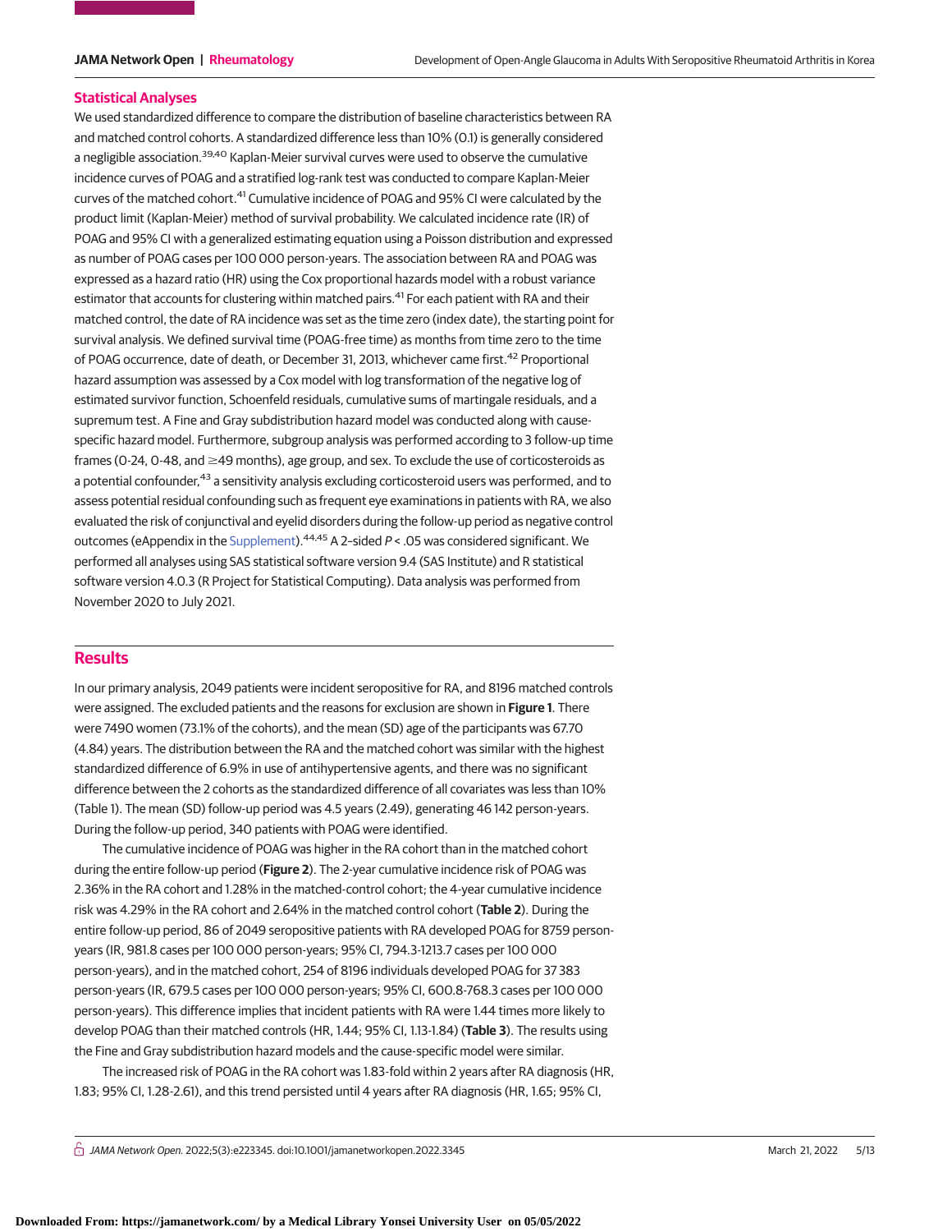## Statistical Analyses

We used standardized difference to compare the distribution of baseline characteristics between RA and matched control cohorts. A standardized difference less than 10% (0.1) is generally considered a negligible association.[39,40] Kaplan-Meier survival curves were used to observe the cumulative incidence curves of POAG and a stratified log-rank test was conducted to compare Kaplan-Meier curves of the matched cohort.[41] Cumulative incidence of POAG and 95% CI were calculated by the product limit (Kaplan-Meier) method of survival probability. We calculated incidence rate (IR) of POAG and 95% CI with a generalized estimating equation using a Poisson distribution and expressed as number of POAG cases per 100 000 person-years. The association between RA and POAG was expressed as a hazard ratio (HR) using the Cox proportional hazards model with a robust variance estimator that accounts for clustering within matched pairs.[41] For each patient with RA and their matched control, the date of RA incidence was set as the time zero (index date), the starting point for survival analysis. We defined survival time (POAG-free time) as months from time zero to the time of POAG occurrence, date of death, or December 31, 2013, whichever came first.[42] Proportional hazard assumption was assessed by a Cox model with log transformation of the negative log of estimated survivor function, Schoenfeld residuals, cumulative sums of martingale residuals, and a supremum test. A Fine and Gray subdistribution hazard model was conducted along with cause-specific hazard model. Furthermore, subgroup analysis was performed according to 3 follow-up time frames (0-24, 0-48, and ≥49 months), age group, and sex. To exclude the use of corticosteroids as a potential confounder,[43] a sensitivity analysis excluding corticosteroid users was performed, and to assess potential residual confounding such as frequent eye examinations in patients with RA, we also evaluated the risk of conjunctival and eyelid disorders during the follow-up period as negative control outcomes (eAppendix in the Supplement).[44,45] A 2-sided $P < .05$ was considered significant. We performed all analyses using SAS statistical software version 9.4 (SAS Institute) and R statistical software version 4.0.3 (R Project for Statistical Computing). Data analysis was performed from November 2020 to July 2021.

## Results

In our primary analysis, 2049 patients were incident seropositive for RA, and 8196 matched controls were assigned. The excluded patients and the reasons for exclusion are shown in **Figure 1**. There were 7490 women (73.1% of the cohorts), and the mean (SD) age of the participants was 67.70 (4.84) years. The distribution between the RA and the matched cohort was similar with the highest standardized difference of 6.9% in use of antihypertensive agents, and there was no significant difference between the 2 cohorts as the standardized difference of all covariates was less than 10% (Table 1). The mean (SD) follow-up period was 4.5 years (2.49), generating 46 142 person-years. During the follow-up period, 340 patients with POAG were identified.

The cumulative incidence of POAG was higher in the RA cohort than in the matched cohort during the entire follow-up period (**Figure 2**). The 2-year cumulative incidence risk of POAG was 2.36% in the RA cohort and 1.28% in the matched-control cohort; the 4-year cumulative incidence risk was 4.29% in the RA cohort and 2.64% in the matched control cohort (**Table 2**). During the entire follow-up period, 86 of 2049 seropositive patients with RA developed POAG for 8759 person-years (IR, 981.8 cases per 100 000 person-years; 95% CI, 794.3-1213.7 cases per 100 000 person-years), and in the matched cohort, 254 of 8196 individuals developed POAG for 37 383 person-years (IR, 679.5 cases per 100 000 person-years; 95% CI, 600.8-768.3 cases per 100 000 person-years). This difference implies that incident patients with RA were 1.44 times more likely to develop POAG than their matched controls (HR, 1.44; 95% CI, 1.13-1.84) (**Table 3**). The results using the Fine and Gray subdistribution hazard models and the cause-specific model were similar.

The increased risk of POAG in the RA cohort was 1.83-fold within 2 years after RA diagnosis (HR, 1.83; 95% CI, 1.28-2.61), and this trend persisted until 4 years after RA diagnosis (HR, 1.65; 95% CI,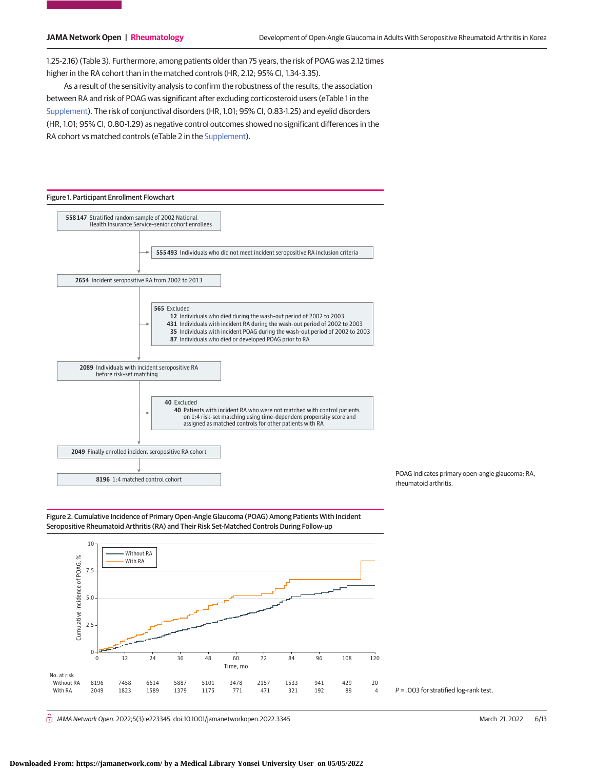1.25-2.16) (Table 3). Furthermore, among patients older than 75 years, the risk of POAG was 2.12 times higher in the RA cohort than in the matched controls (HR, 2.12; 95% CI, 1.34-3.35).

As a result of the sensitivity analysis to confirm the robustness of the results, the association between RA and risk of POAG was significant after excluding corticosteroid users (eTable 1 in the Supplement). The risk of conjunctival disorders (HR, 1.01; 95% CI, 0.83-1.25) and eyelid disorders (HR, 1.01; 95% CI, 0.80-1.29) as negative control outcomes showed no significant differences in the RA cohort vs matched controls (eTable 2 in the Supplement).

**Figure 1. Participant Enrollment Flowchart**

- **558 147** Stratified random sample of 2002 National Health Insurance Service-senior cohort enrollees
  - → **555 493** Individuals who did not meet incident seropositive RA inclusion criteria
- **2654** Incident seropositive RA from 2002 to 2013
  - → **565** Excluded
    - **12** Individuals who died during the wash-out period of 2002 to 2003
    - **431** Individuals with incident RA during the wash-out period of 2002 to 2003
    - **35** Individuals with incident POAG during the wash-out period of 2002 to 2003
    - **87** Individuals who died or developed POAG prior to RA
- **2089** Individuals with incident seropositive RA before risk-set matching
  - → **40** Excluded
    - **40** Patients with incident RA who were not matched with control patients on 1:4 risk-set matching using time-dependent propensity score and assigned as matched controls for other patients with RA
- **2049** Finally enrolled incident seropositive RA cohort
- **8196** 1:4 matched control cohort

POAG indicates primary open-angle glaucoma; RA, rheumatoid arthritis.

**Figure 2. Cumulative Incidence of Primary Open-Angle Glaucoma (POAG) Among Patients With Incident Seropositive Rheumatoid Arthritis (RA) and Their Risk Set-Matched Controls During Follow-up**

| No. at risk | 0 | 12 | 24 | 36 | 48 | 60 | 72 | 84 | 96 | 108 | 120 |
|---|---|---|---|---|---|---|---|---|---|---|---|
| Without RA | 8196 | 7458 | 6614 | 5887 | 5101 | 3478 | 2157 | 1533 | 941 | 429 | 20 |
| With RA | 2049 | 1823 | 1589 | 1379 | 1175 | 771 | 471 | 321 | 192 | 89 | 4 |

*P* = .003 for stratified log-rank test.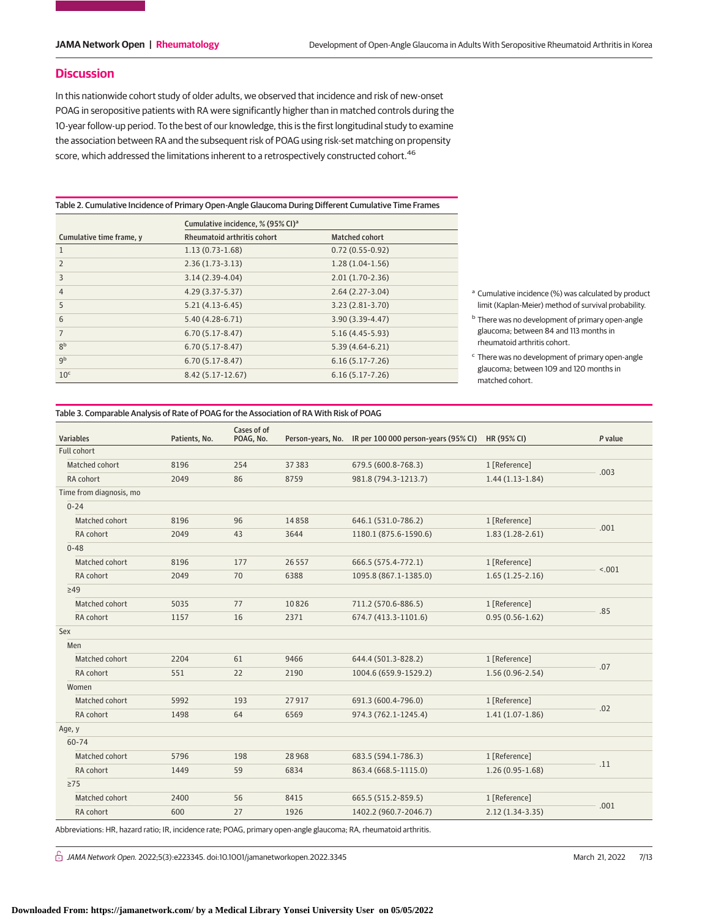## Discussion

In this nationwide cohort study of older adults, we observed that incidence and risk of new-onset POAG in seropositive patients with RA were significantly higher than in matched controls during the 10-year follow-up period. To the best of our knowledge, this is the first longitudinal study to examine the association between RA and the subsequent risk of POAG using risk-set matching on propensity score, which addressed the limitations inherent to a retrospectively constructed cohort.[46]

Table 2. Cumulative Incidence of Primary Open-Angle Glaucoma During Different Cumulative Time Frames

| | Cumulative incidence, % (95% CI)[a] | |
|---|---|---|
| Cumulative time frame, y | Rheumatoid arthritis cohort | Matched cohort |
| 1 | 1.13 (0.73-1.68) | 0.72 (0.55-0.92) |
| 2 | 2.36 (1.73-3.13) | 1.28 (1.04-1.56) |
| 3 | 3.14 (2.39-4.04) | 2.01 (1.70-2.36) |
| 4 | 4.29 (3.37-5.37) | 2.64 (2.27-3.04) |
| 5 | 5.21 (4.13-6.45) | 3.23 (2.81-3.70) |
| 6 | 5.40 (4.28-6.71) | 3.90 (3.39-4.47) |
| 7 | 6.70 (5.17-8.47) | 5.16 (4.45-5.93) |
| 8[b] | 6.70 (5.17-8.47) | 5.39 (4.64-6.21) |
| 9[b] | 6.70 (5.17-8.47) | 6.16 (5.17-7.26) |
| 10[c] | 8.42 (5.17-12.67) | 6.16 (5.17-7.26) |

[a] Cumulative incidence (%) was calculated by product limit (Kaplan-Meier) method of survival probability.

[b] There was no development of primary open-angle glaucoma; between 84 and 113 months in rheumatoid arthritis cohort.

[c] There was no development of primary open-angle glaucoma; between 109 and 120 months in matched cohort.

Table 3. Comparable Analysis of Rate of POAG for the Association of RA With Risk of POAG

| Variables | Patients, No. | Cases of of POAG, No. | Person-years, No. | IR per 100 000 person-years (95% CI) | HR (95% CI) | P value |
|---|---|---|---|---|---|---|
| Full cohort | | | | | | |
| Matched cohort | 8196 | 254 | 37 383 | 679.5 (600.8-768.3) | 1 [Reference] | .003 |
| RA cohort | 2049 | 86 | 8759 | 981.8 (794.3-1213.7) | 1.44 (1.13-1.84) | |
| Time from diagnosis, mo | | | | | | |
| 0-24 | | | | | | |
| Matched cohort | 8196 | 96 | 14 858 | 646.1 (531.0-786.2) | 1 [Reference] | .001 |
| RA cohort | 2049 | 43 | 3644 | 1180.1 (875.6-1590.6) | 1.83 (1.28-2.61) | |
| 0-48 | | | | | | |
| Matched cohort | 8196 | 177 | 26 557 | 666.5 (575.4-772.1) | 1 [Reference] | <.001 |
| RA cohort | 2049 | 70 | 6388 | 1095.8 (867.1-1385.0) | 1.65 (1.25-2.16) | |
| ≥49 | | | | | | |
| Matched cohort | 5035 | 77 | 10 826 | 711.2 (570.6-886.5) | 1 [Reference] | .85 |
| RA cohort | 1157 | 16 | 2371 | 674.7 (413.3-1101.6) | 0.95 (0.56-1.62) | |
| Sex | | | | | | |
| Men | | | | | | |
| Matched cohort | 2204 | 61 | 9466 | 644.4 (501.3-828.2) | 1 [Reference] | .07 |
| RA cohort | 551 | 22 | 2190 | 1004.6 (659.9-1529.2) | 1.56 (0.96-2.54) | |
| Women | | | | | | |
| Matched cohort | 5992 | 193 | 27 917 | 691.3 (600.4-796.0) | 1 [Reference] | .02 |
| RA cohort | 1498 | 64 | 6569 | 974.3 (762.1-1245.4) | 1.41 (1.07-1.86) | |
| Age, y | | | | | | |
| 60-74 | | | | | | |
| Matched cohort | 5796 | 198 | 28 968 | 683.5 (594.1-786.3) | 1 [Reference] | .11 |
| RA cohort | 1449 | 59 | 6834 | 863.4 (668.5-1115.0) | 1.26 (0.95-1.68) | |
| ≥75 | | | | | | |
| Matched cohort | 2400 | 56 | 8415 | 665.5 (515.2-859.5) | 1 [Reference] | .001 |
| RA cohort | 600 | 27 | 1926 | 1402.2 (960.7-2046.7) | 2.12 (1.34-3.35) | |

Abbreviations: HR, hazard ratio; IR, incidence rate; POAG, primary open-angle glaucoma; RA, rheumatoid arthritis.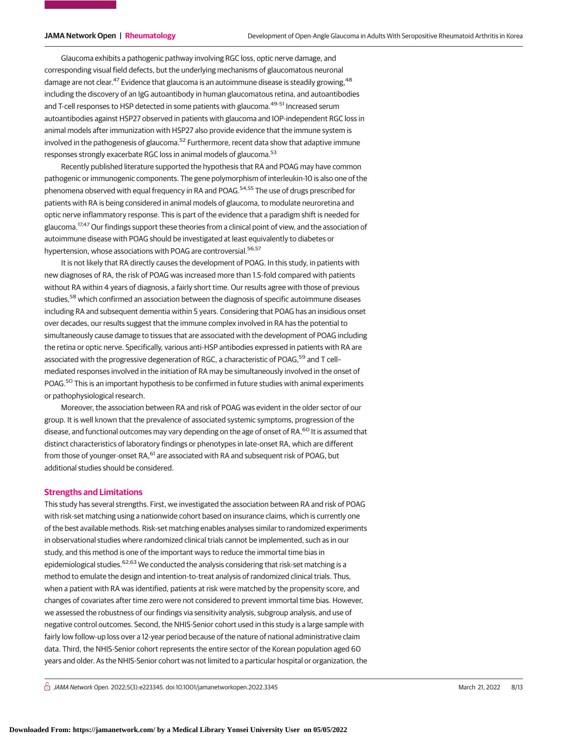Glaucoma exhibits a pathogenic pathway involving RGC loss, optic nerve damage, and corresponding visual field defects, but the underlying mechanisms of glaucomatous neuronal damage are not clear.[47] Evidence that glaucoma is an autoimmune disease is steadily growing,[48] including the discovery of an IgG autoantibody in human glaucomatous retina, and autoantibodies and T-cell responses to HSP detected in some patients with glaucoma.[49-51] Increased serum autoantibodies against HSP27 observed in patients with glaucoma and IOP-independent RGC loss in animal models after immunization with HSP27 also provide evidence that the immune system is involved in the pathogenesis of glaucoma.[52] Furthermore, recent data show that adaptive immune responses strongly exacerbate RGC loss in animal models of glaucoma.[53]

Recently published literature supported the hypothesis that RA and POAG may have common pathogenic or immunogenic components. The gene polymorphism of interleukin-10 is also one of the phenomena observed with equal frequency in RA and POAG.[54,55] The use of drugs prescribed for patients with RA is being considered in animal models of glaucoma, to modulate neuroretina and optic nerve inflammatory response. This is part of the evidence that a paradigm shift is needed for glaucoma.[17,47] Our findings support these theories from a clinical point of view, and the association of autoimmune disease with POAG should be investigated at least equivalently to diabetes or hypertension, whose associations with POAG are controversial.[56,57]

It is not likely that RA directly causes the development of POAG. In this study, in patients with new diagnoses of RA, the risk of POAG was increased more than 1.5-fold compared with patients without RA within 4 years of diagnosis, a fairly short time. Our results agree with those of previous studies,[58] which confirmed an association between the diagnosis of specific autoimmune diseases including RA and subsequent dementia within 5 years. Considering that POAG has an insidious onset over decades, our results suggest that the immune complex involved in RA has the potential to simultaneously cause damage to tissues that are associated with the development of POAG including the retina or optic nerve. Specifically, various anti-HSP antibodies expressed in patients with RA are associated with the progressive degeneration of RGC, a characteristic of POAG,[59] and T cell–mediated responses involved in the initiation of RA may be simultaneously involved in the onset of POAG.[50] This is an important hypothesis to be confirmed in future studies with animal experiments or pathophysiological research.

Moreover, the association between RA and risk of POAG was evident in the older sector of our group. It is well known that the prevalence of associated systemic symptoms, progression of the disease, and functional outcomes may vary depending on the age of onset of RA.[60] It is assumed that distinct characteristics of laboratory findings or phenotypes in late-onset RA, which are different from those of younger-onset RA,[61] are associated with RA and subsequent risk of POAG, but additional studies should be considered.

## Strengths and Limitations

This study has several strengths. First, we investigated the association between RA and risk of POAG with risk-set matching using a nationwide cohort based on insurance claims, which is currently one of the best available methods. Risk-set matching enables analyses similar to randomized experiments in observational studies where randomized clinical trials cannot be implemented, such as in our study, and this method is one of the important ways to reduce the immortal time bias in epidemiological studies.[62,63] We conducted the analysis considering that risk-set matching is a method to emulate the design and intention-to-treat analysis of randomized clinical trials. Thus, when a patient with RA was identified, patients at risk were matched by the propensity score, and changes of covariates after time zero were not considered to prevent immortal time bias. However, we assessed the robustness of our findings via sensitivity analysis, subgroup analysis, and use of negative control outcomes. Second, the NHIS-Senior cohort used in this study is a large sample with fairly low follow-up loss over a 12-year period because of the nature of national administrative claim data. Third, the NHIS-Senior cohort represents the entire sector of the Korean population aged 60 years and older. As the NHIS-Senior cohort was not limited to a particular hospital or organization, the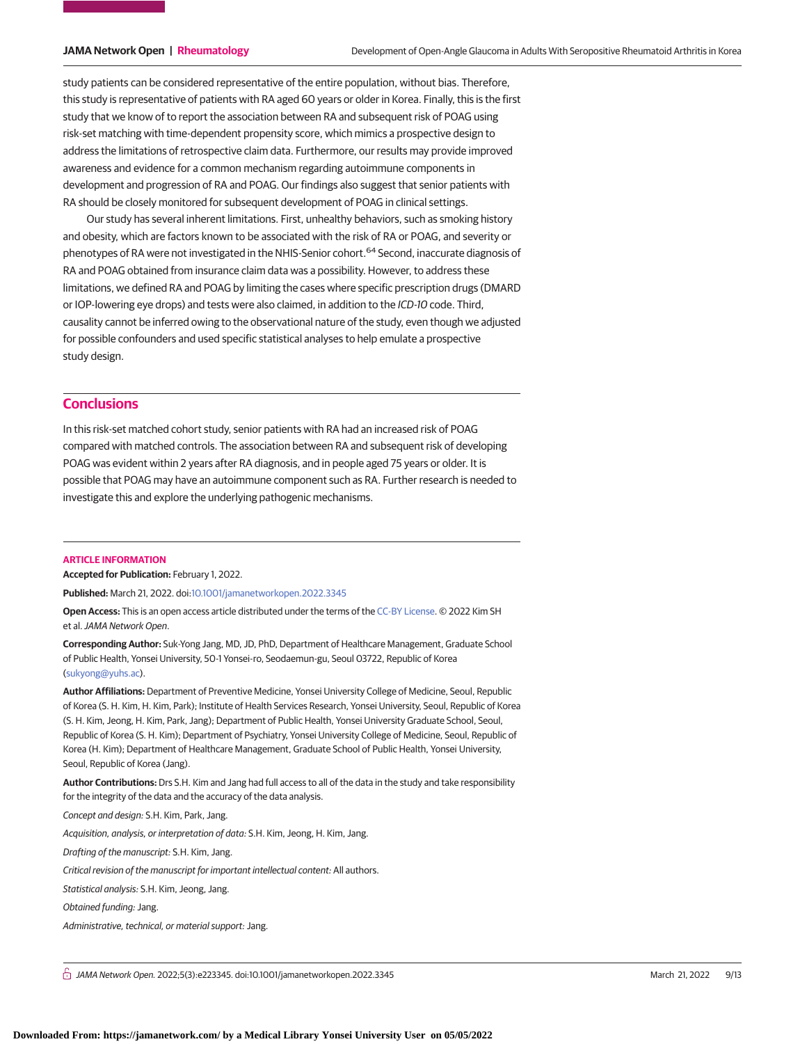study patients can be considered representative of the entire population, without bias. Therefore, this study is representative of patients with RA aged 60 years or older in Korea. Finally, this is the first study that we know of to report the association between RA and subsequent risk of POAG using risk-set matching with time-dependent propensity score, which mimics a prospective design to address the limitations of retrospective claim data. Furthermore, our results may provide improved awareness and evidence for a common mechanism regarding autoimmune components in development and progression of RA and POAG. Our findings also suggest that senior patients with RA should be closely monitored for subsequent development of POAG in clinical settings.

Our study has several inherent limitations. First, unhealthy behaviors, such as smoking history and obesity, which are factors known to be associated with the risk of RA or POAG, and severity or phenotypes of RA were not investigated in the NHIS-Senior cohort.[64] Second, inaccurate diagnosis of RA and POAG obtained from insurance claim data was a possibility. However, to address these limitations, we defined RA and POAG by limiting the cases where specific prescription drugs (DMARD or IOP-lowering eye drops) and tests were also claimed, in addition to the *ICD-10* code. Third, causality cannot be inferred owing to the observational nature of the study, even though we adjusted for possible confounders and used specific statistical analyses to help emulate a prospective study design.

## Conclusions

In this risk-set matched cohort study, senior patients with RA had an increased risk of POAG compared with matched controls. The association between RA and subsequent risk of developing POAG was evident within 2 years after RA diagnosis, and in people aged 75 years or older. It is possible that POAG may have an autoimmune component such as RA. Further research is needed to investigate this and explore the underlying pathogenic mechanisms.

### ARTICLE INFORMATION

**Accepted for Publication:** February 1, 2022.

**Published:** March 21, 2022. doi:10.1001/jamanetworkopen.2022.3345

**Open Access:** This is an open access article distributed under the terms of the CC-BY License. © 2022 Kim SH et al. *JAMA Network Open*.

**Corresponding Author:** Suk-Yong Jang, MD, JD, PhD, Department of Healthcare Management, Graduate School of Public Health, Yonsei University, 50-1 Yonsei-ro, Seodaemun-gu, Seoul 03722, Republic of Korea (sukyong@yuhs.ac).

**Author Affiliations:** Department of Preventive Medicine, Yonsei University College of Medicine, Seoul, Republic of Korea (S. H. Kim, H. Kim, Park); Institute of Health Services Research, Yonsei University, Seoul, Republic of Korea (S. H. Kim, Jeong, H. Kim, Park, Jang); Department of Public Health, Yonsei University Graduate School, Seoul, Republic of Korea (S. H. Kim); Department of Psychiatry, Yonsei University College of Medicine, Seoul, Republic of Korea (H. Kim); Department of Healthcare Management, Graduate School of Public Health, Yonsei University, Seoul, Republic of Korea (Jang).

**Author Contributions:** Drs S.H. Kim and Jang had full access to all of the data in the study and take responsibility for the integrity of the data and the accuracy of the data analysis.

*Concept and design:* S.H. Kim, Park, Jang.

*Acquisition, analysis, or interpretation of data:* S.H. Kim, Jeong, H. Kim, Jang.

*Drafting of the manuscript:* S.H. Kim, Jang.

*Critical revision of the manuscript for important intellectual content:* All authors.

*Statistical analysis:* S.H. Kim, Jeong, Jang.

*Obtained funding:* Jang.

*Administrative, technical, or material support:* Jang.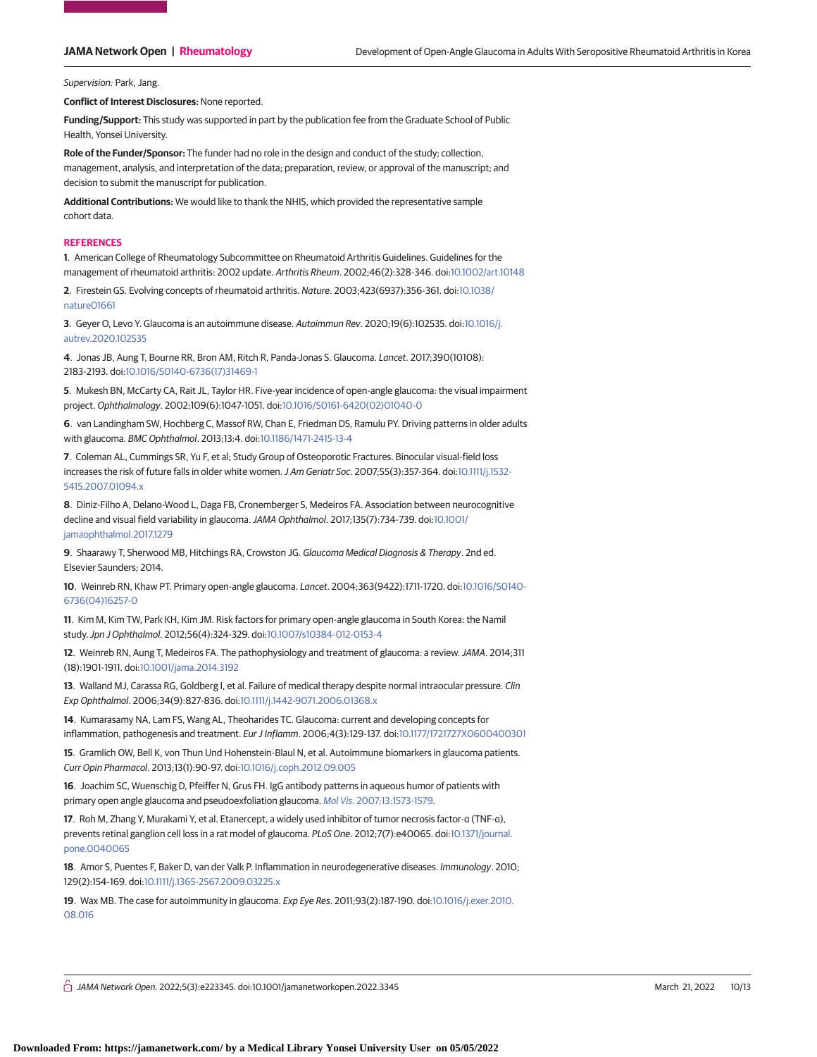*Supervision:* Park, Jang.

**Conflict of Interest Disclosures:** None reported.

**Funding/Support:** This study was supported in part by the publication fee from the Graduate School of Public Health, Yonsei University.

**Role of the Funder/Sponsor:** The funder had no role in the design and conduct of the study; collection, management, analysis, and interpretation of the data; preparation, review, or approval of the manuscript; and decision to submit the manuscript for publication.

**Additional Contributions:** We would like to thank the NHIS, which provided the representative sample cohort data.

## REFERENCES

**1**. American College of Rheumatology Subcommittee on Rheumatoid Arthritis Guidelines. Guidelines for the management of rheumatoid arthritis: 2002 update. *Arthritis Rheum*. 2002;46(2):328-346. doi:10.1002/art.10148

**2**. Firestein GS. Evolving concepts of rheumatoid arthritis. *Nature*. 2003;423(6937):356-361. doi:10.1038/nature01661

**3**. Geyer O, Levo Y. Glaucoma is an autoimmune disease. *Autoimmun Rev*. 2020;19(6):102535. doi:10.1016/j.autrev.2020.102535

**4**. Jonas JB, Aung T, Bourne RR, Bron AM, Ritch R, Panda-Jonas S. Glaucoma. *Lancet*. 2017;390(10108):2183-2193. doi:10.1016/S0140-6736(17)31469-1

**5**. Mukesh BN, McCarty CA, Rait JL, Taylor HR. Five-year incidence of open-angle glaucoma: the visual impairment project. *Ophthalmology*. 2002;109(6):1047-1051. doi:10.1016/S0161-6420(02)01040-0

**6**. van Landingham SW, Hochberg C, Massof RW, Chan E, Friedman DS, Ramulu PY. Driving patterns in older adults with glaucoma. *BMC Ophthalmol*. 2013;13:4. doi:10.1186/1471-2415-13-4

**7**. Coleman AL, Cummings SR, Yu F, et al; Study Group of Osteoporotic Fractures. Binocular visual-field loss increases the risk of future falls in older white women. *J Am Geriatr Soc*. 2007;55(3):357-364. doi:10.1111/j.1532-5415.2007.01094.x

**8**. Diniz-Filho A, Delano-Wood L, Daga FB, Cronemberger S, Medeiros FA. Association between neurocognitive decline and visual field variability in glaucoma. *JAMA Ophthalmol*. 2017;135(7):734-739. doi:10.1001/jamaophthalmol.2017.1279

**9**. Shaarawy T, Sherwood MB, Hitchings RA, Crowston JG. *Glaucoma Medical Diagnosis & Therapy*. 2nd ed. Elsevier Saunders; 2014.

**10**. Weinreb RN, Khaw PT. Primary open-angle glaucoma. *Lancet*. 2004;363(9422):1711-1720. doi:10.1016/S0140-6736(04)16257-0

**11**. Kim M, Kim TW, Park KH, Kim JM. Risk factors for primary open-angle glaucoma in South Korea: the Namil study. *Jpn J Ophthalmol*. 2012;56(4):324-329. doi:10.1007/s10384-012-0153-4

**12**. Weinreb RN, Aung T, Medeiros FA. The pathophysiology and treatment of glaucoma: a review. *JAMA*. 2014;311(18):1901-1911. doi:10.1001/jama.2014.3192

**13**. Walland MJ, Carassa RG, Goldberg I, et al. Failure of medical therapy despite normal intraocular pressure. *Clin Exp Ophthalmol*. 2006;34(9):827-836. doi:10.1111/j.1442-9071.2006.01368.x

**14**. Kumarasamy NA, Lam FS, Wang AL, Theoharides TC. Glaucoma: current and developing concepts for inflammation, pathogenesis and treatment. *Eur J Inflamm*. 2006;4(3):129-137. doi:10.1177/1721727X0600400301

**15**. Gramlich OW, Bell K, von Thun Und Hohenstein-Blaul N, et al. Autoimmune biomarkers in glaucoma patients. *Curr Opin Pharmacol*. 2013;13(1):90-97. doi:10.1016/j.coph.2012.09.005

**16**. Joachim SC, Wuenschig D, Pfeiffer N, Grus FH. IgG antibody patterns in aqueous humor of patients with primary open angle glaucoma and pseudoexfoliation glaucoma. *Mol Vis*. 2007;13:1573-1579.

**17**. Roh M, Zhang Y, Murakami Y, et al. Etanercept, a widely used inhibitor of tumor necrosis factor-α (TNF-α), prevents retinal ganglion cell loss in a rat model of glaucoma. *PLoS One*. 2012;7(7):e40065. doi:10.1371/journal.pone.0040065

**18**. Amor S, Puentes F, Baker D, van der Valk P. Inflammation in neurodegenerative diseases. *Immunology*. 2010;129(2):154-169. doi:10.1111/j.1365-2567.2009.03225.x

**19**. Wax MB. The case for autoimmunity in glaucoma. *Exp Eye Res*. 2011;93(2):187-190. doi:10.1016/j.exer.2010.08.016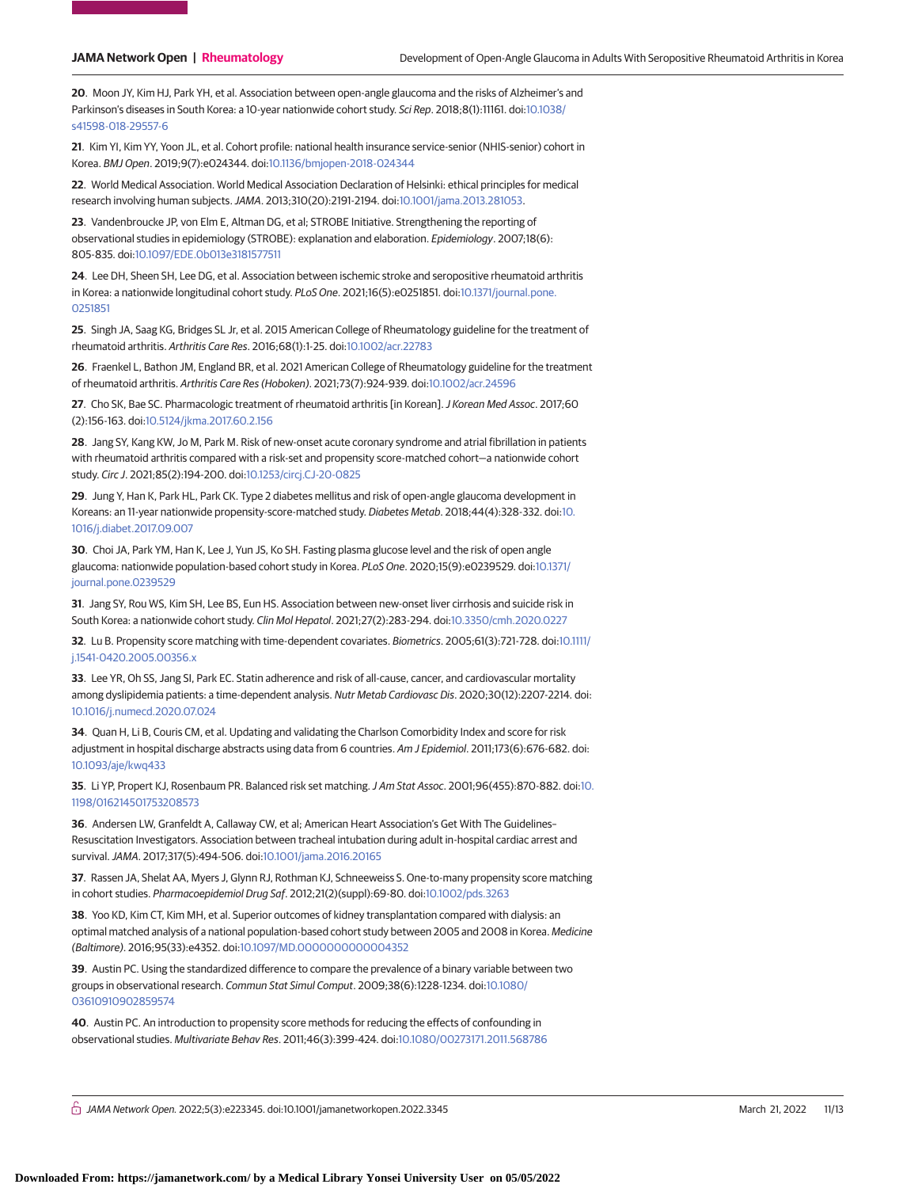20. Moon JY, Kim HJ, Park YH, et al. Association between open-angle glaucoma and the risks of Alzheimer's and Parkinson's diseases in South Korea: a 10-year nationwide cohort study. *Sci Rep*. 2018;8(1):11161. doi:10.1038/s41598-018-29557-6

21. Kim YI, Kim YY, Yoon JL, et al. Cohort profile: national health insurance service-senior (NHIS-senior) cohort in Korea. *BMJ Open*. 2019;9(7):e024344. doi:10.1136/bmjopen-2018-024344

22. World Medical Association. World Medical Association Declaration of Helsinki: ethical principles for medical research involving human subjects. *JAMA*. 2013;310(20):2191-2194. doi:10.1001/jama.2013.281053.

23. Vandenbroucke JP, von Elm E, Altman DG, et al; STROBE Initiative. Strengthening the reporting of observational studies in epidemiology (STROBE): explanation and elaboration. *Epidemiology*. 2007;18(6):805-835. doi:10.1097/EDE.0b013e3181577511

24. Lee DH, Sheen SH, Lee DG, et al. Association between ischemic stroke and seropositive rheumatoid arthritis in Korea: a nationwide longitudinal cohort study. *PLoS One*. 2021;16(5):e0251851. doi:10.1371/journal.pone.0251851

25. Singh JA, Saag KG, Bridges SL Jr, et al. 2015 American College of Rheumatology guideline for the treatment of rheumatoid arthritis. *Arthritis Care Res*. 2016;68(1):1-25. doi:10.1002/acr.22783

26. Fraenkel L, Bathon JM, England BR, et al. 2021 American College of Rheumatology guideline for the treatment of rheumatoid arthritis. *Arthritis Care Res (Hoboken)*. 2021;73(7):924-939. doi:10.1002/acr.24596

27. Cho SK, Bae SC. Pharmacologic treatment of rheumatoid arthritis [in Korean]. *J Korean Med Assoc*. 2017;60(2):156-163. doi:10.5124/jkma.2017.60.2.156

28. Jang SY, Kang KW, Jo M, Park M. Risk of new-onset acute coronary syndrome and atrial fibrillation in patients with rheumatoid arthritis compared with a risk-set and propensity score-matched cohort—a nationwide cohort study. *Circ J*. 2021;85(2):194-200. doi:10.1253/circj.CJ-20-0825

29. Jung Y, Han K, Park HL, Park CK. Type 2 diabetes mellitus and risk of open-angle glaucoma development in Koreans: an 11-year nationwide propensity-score-matched study. *Diabetes Metab*. 2018;44(4):328-332. doi:10.1016/j.diabet.2017.09.007

30. Choi JA, Park YM, Han K, Lee J, Yun JS, Ko SH. Fasting plasma glucose level and the risk of open angle glaucoma: nationwide population-based cohort study in Korea. *PLoS One*. 2020;15(9):e0239529. doi:10.1371/journal.pone.0239529

31. Jang SY, Rou WS, Kim SH, Lee BS, Eun HS. Association between new-onset liver cirrhosis and suicide risk in South Korea: a nationwide cohort study. *Clin Mol Hepatol*. 2021;27(2):283-294. doi:10.3350/cmh.2020.0227

32. Lu B. Propensity score matching with time-dependent covariates. *Biometrics*. 2005;61(3):721-728. doi:10.1111/j.1541-0420.2005.00356.x

33. Lee YR, Oh SS, Jang SI, Park EC. Statin adherence and risk of all-cause, cancer, and cardiovascular mortality among dyslipidemia patients: a time-dependent analysis. *Nutr Metab Cardiovasc Dis*. 2020;30(12):2207-2214. doi:10.1016/j.numecd.2020.07.024

34. Quan H, Li B, Couris CM, et al. Updating and validating the Charlson Comorbidity Index and score for risk adjustment in hospital discharge abstracts using data from 6 countries. *Am J Epidemiol*. 2011;173(6):676-682. doi:10.1093/aje/kwq433

35. Li YP, Propert KJ, Rosenbaum PR. Balanced risk set matching. *J Am Stat Assoc*. 2001;96(455):870-882. doi:10.1198/016214501753208573

36. Andersen LW, Granfeldt A, Callaway CW, et al; American Heart Association's Get With The Guidelines–Resuscitation Investigators. Association between tracheal intubation during adult in-hospital cardiac arrest and survival. *JAMA*. 2017;317(5):494-506. doi:10.1001/jama.2016.20165

37. Rassen JA, Shelat AA, Myers J, Glynn RJ, Rothman KJ, Schneeweiss S. One-to-many propensity score matching in cohort studies. *Pharmacoepidemiol Drug Saf*. 2012;21(2)(suppl):69-80. doi:10.1002/pds.3263

38. Yoo KD, Kim CT, Kim MH, et al. Superior outcomes of kidney transplantation compared with dialysis: an optimal matched analysis of a national population-based cohort study between 2005 and 2008 in Korea. *Medicine (Baltimore)*. 2016;95(33):e4352. doi:10.1097/MD.0000000000004352

39. Austin PC. Using the standardized difference to compare the prevalence of a binary variable between two groups in observational research. *Commun Stat Simul Comput*. 2009;38(6):1228-1234. doi:10.1080/03610910902859574

40. Austin PC. An introduction to propensity score methods for reducing the effects of confounding in observational studies. *Multivariate Behav Res*. 2011;46(3):399-424. doi:10.1080/00273171.2011.568786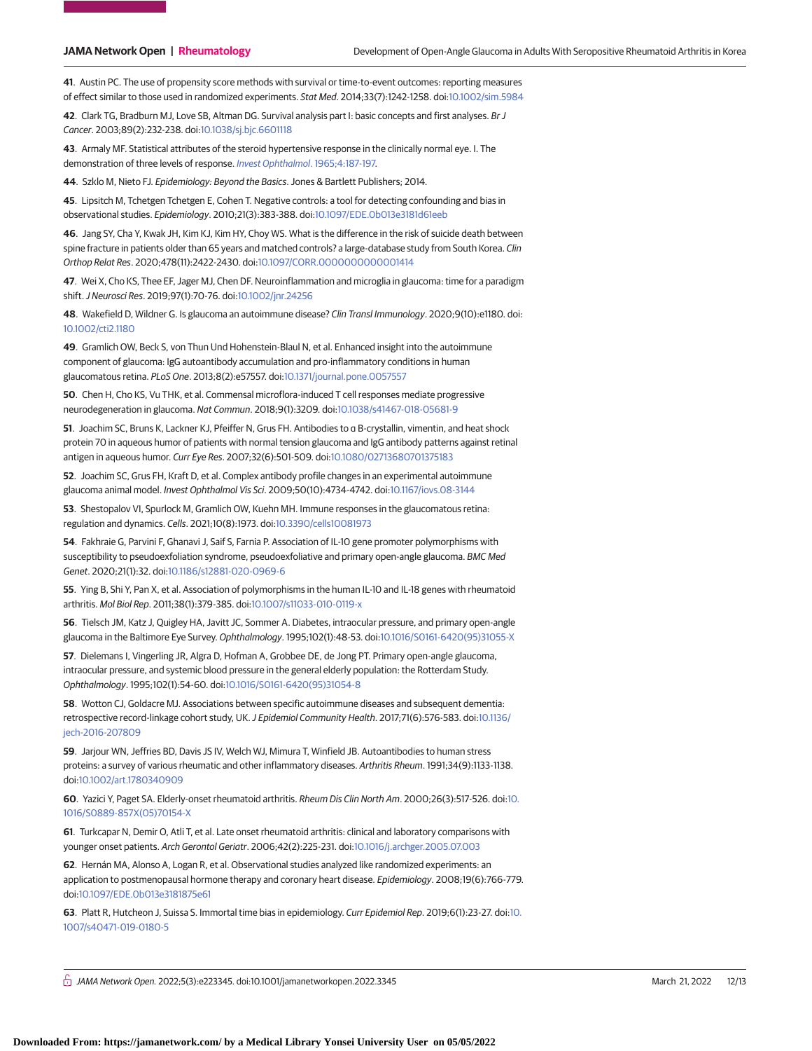**41**. Austin PC. The use of propensity score methods with survival or time-to-event outcomes: reporting measures of effect similar to those used in randomized experiments. *Stat Med*. 2014;33(7):1242-1258. doi:10.1002/sim.5984

**42**. Clark TG, Bradburn MJ, Love SB, Altman DG. Survival analysis part I: basic concepts and first analyses. *Br J Cancer*. 2003;89(2):232-238. doi:10.1038/sj.bjc.6601118

**43**. Armaly MF. Statistical attributes of the steroid hypertensive response in the clinically normal eye. I. The demonstration of three levels of response. *Invest Ophthalmol*. 1965;4:187-197.

**44**. Szklo M, Nieto FJ. *Epidemiology: Beyond the Basics*. Jones & Bartlett Publishers; 2014.

**45**. Lipsitch M, Tchetgen Tchetgen E, Cohen T. Negative controls: a tool for detecting confounding and bias in observational studies. *Epidemiology*. 2010;21(3):383-388. doi:10.1097/EDE.0b013e3181d61eeb

**46**. Jang SY, Cha Y, Kwak JH, Kim KJ, Kim HY, Choy WS. What is the difference in the risk of suicide death between spine fracture in patients older than 65 years and matched controls? a large-database study from South Korea. *Clin Orthop Relat Res*. 2020;478(11):2422-2430. doi:10.1097/CORR.0000000000001414

**47**. Wei X, Cho KS, Thee EF, Jager MJ, Chen DF. Neuroinflammation and microglia in glaucoma: time for a paradigm shift. *J Neurosci Res*. 2019;97(1):70-76. doi:10.1002/jnr.24256

**48**. Wakefield D, Wildner G. Is glaucoma an autoimmune disease? *Clin Transl Immunology*. 2020;9(10):e1180. doi:10.1002/cti2.1180

**49**. Gramlich OW, Beck S, von Thun Und Hohenstein-Blaul N, et al. Enhanced insight into the autoimmune component of glaucoma: IgG autoantibody accumulation and pro-inflammatory conditions in human glaucomatous retina. *PLoS One*. 2013;8(2):e57557. doi:10.1371/journal.pone.0057557

**50**. Chen H, Cho KS, Vu THK, et al. Commensal microflora-induced T cell responses mediate progressive neurodegeneration in glaucoma. *Nat Commun*. 2018;9(1):3209. doi:10.1038/s41467-018-05681-9

**51**. Joachim SC, Bruns K, Lackner KJ, Pfeiffer N, Grus FH. Antibodies to α B-crystallin, vimentin, and heat shock protein 70 in aqueous humor of patients with normal tension glaucoma and IgG antibody patterns against retinal antigen in aqueous humor. *Curr Eye Res*. 2007;32(6):501-509. doi:10.1080/02713680701375183

**52**. Joachim SC, Grus FH, Kraft D, et al. Complex antibody profile changes in an experimental autoimmune glaucoma animal model. *Invest Ophthalmol Vis Sci*. 2009;50(10):4734-4742. doi:10.1167/iovs.08-3144

**53**. Shestopalov VI, Spurlock M, Gramlich OW, Kuehn MH. Immune responses in the glaucomatous retina: regulation and dynamics. *Cells*. 2021;10(8):1973. doi:10.3390/cells10081973

**54**. Fakhraie G, Parvini F, Ghanavi J, Saif S, Farnia P. Association of IL-10 gene promoter polymorphisms with susceptibility to pseudoexfoliation syndrome, pseudoexfoliative and primary open-angle glaucoma. *BMC Med Genet*. 2020;21(1):32. doi:10.1186/s12881-020-0969-6

**55**. Ying B, Shi Y, Pan X, et al. Association of polymorphisms in the human IL-10 and IL-18 genes with rheumatoid arthritis. *Mol Biol Rep*. 2011;38(1):379-385. doi:10.1007/s11033-010-0119-x

**56**. Tielsch JM, Katz J, Quigley HA, Javitt JC, Sommer A. Diabetes, intraocular pressure, and primary open-angle glaucoma in the Baltimore Eye Survey. *Ophthalmology*. 1995;102(1):48-53. doi:10.1016/S0161-6420(95)31055-X

**57**. Dielemans I, Vingerling JR, Algra D, Hofman A, Grobbee DE, de Jong PT. Primary open-angle glaucoma, intraocular pressure, and systemic blood pressure in the general elderly population: the Rotterdam Study. *Ophthalmology*. 1995;102(1):54-60. doi:10.1016/S0161-6420(95)31054-8

**58**. Wotton CJ, Goldacre MJ. Associations between specific autoimmune diseases and subsequent dementia: retrospective record-linkage cohort study, UK. *J Epidemiol Community Health*. 2017;71(6):576-583. doi:10.1136/jech-2016-207809

**59**. Jarjour WN, Jeffries BD, Davis JS IV, Welch WJ, Mimura T, Winfield JB. Autoantibodies to human stress proteins: a survey of various rheumatic and other inflammatory diseases. *Arthritis Rheum*. 1991;34(9):1133-1138. doi:10.1002/art.1780340909

**60**. Yazici Y, Paget SA. Elderly-onset rheumatoid arthritis. *Rheum Dis Clin North Am*. 2000;26(3):517-526. doi:10.1016/S0889-857X(05)70154-X

**61**. Turkcapar N, Demir O, Atli T, et al. Late onset rheumatoid arthritis: clinical and laboratory comparisons with younger onset patients. *Arch Gerontol Geriatr*. 2006;42(2):225-231. doi:10.1016/j.archger.2005.07.003

**62**. Hernán MA, Alonso A, Logan R, et al. Observational studies analyzed like randomized experiments: an application to postmenopausal hormone therapy and coronary heart disease. *Epidemiology*. 2008;19(6):766-779. doi:10.1097/EDE.0b013e3181875e61

**63**. Platt R, Hutcheon J, Suissa S. Immortal time bias in epidemiology. *Curr Epidemiol Rep*. 2019;6(1):23-27. doi:10.1007/s40471-019-0180-5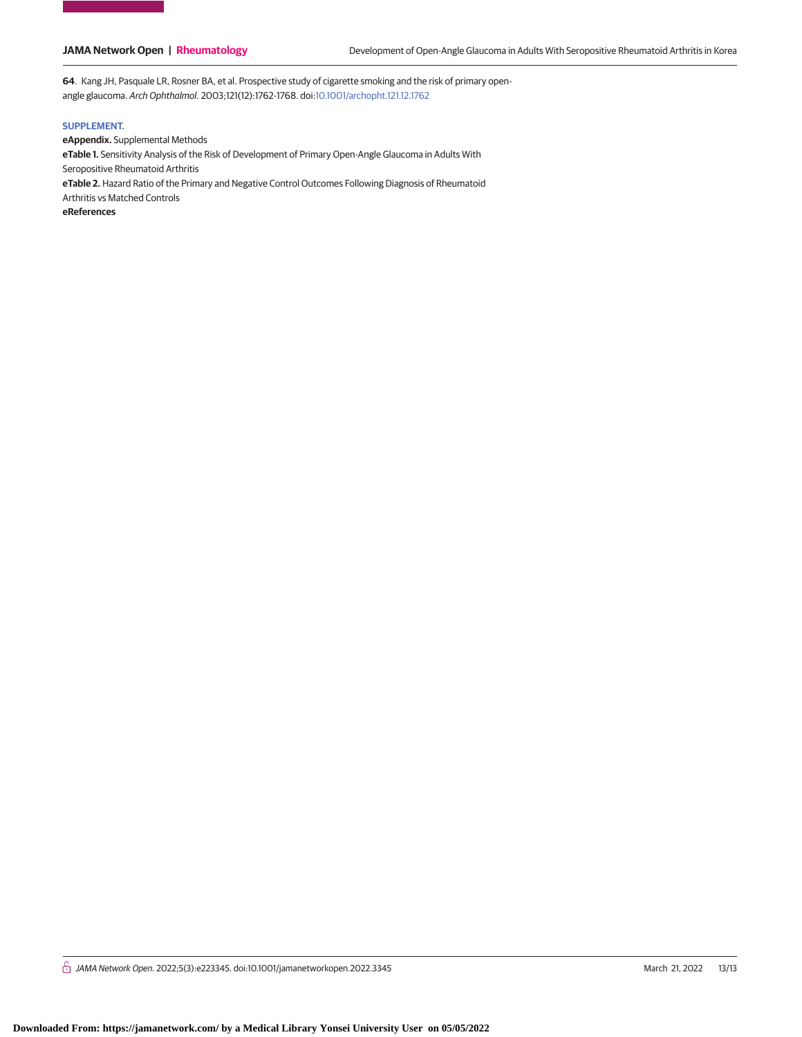**64**. Kang JH, Pasquale LR, Rosner BA, et al. Prospective study of cigarette smoking and the risk of primary open-angle glaucoma. *Arch Ophthalmol*. 2003;121(12):1762-1768. doi:10.1001/archopht.121.12.1762

**SUPPLEMENT.**

**eAppendix.** Supplemental Methods

**eTable 1.** Sensitivity Analysis of the Risk of Development of Primary Open-Angle Glaucoma in Adults With Seropositive Rheumatoid Arthritis

**eTable 2.** Hazard Ratio of the Primary and Negative Control Outcomes Following Diagnosis of Rheumatoid Arthritis vs Matched Controls

**eReferences**